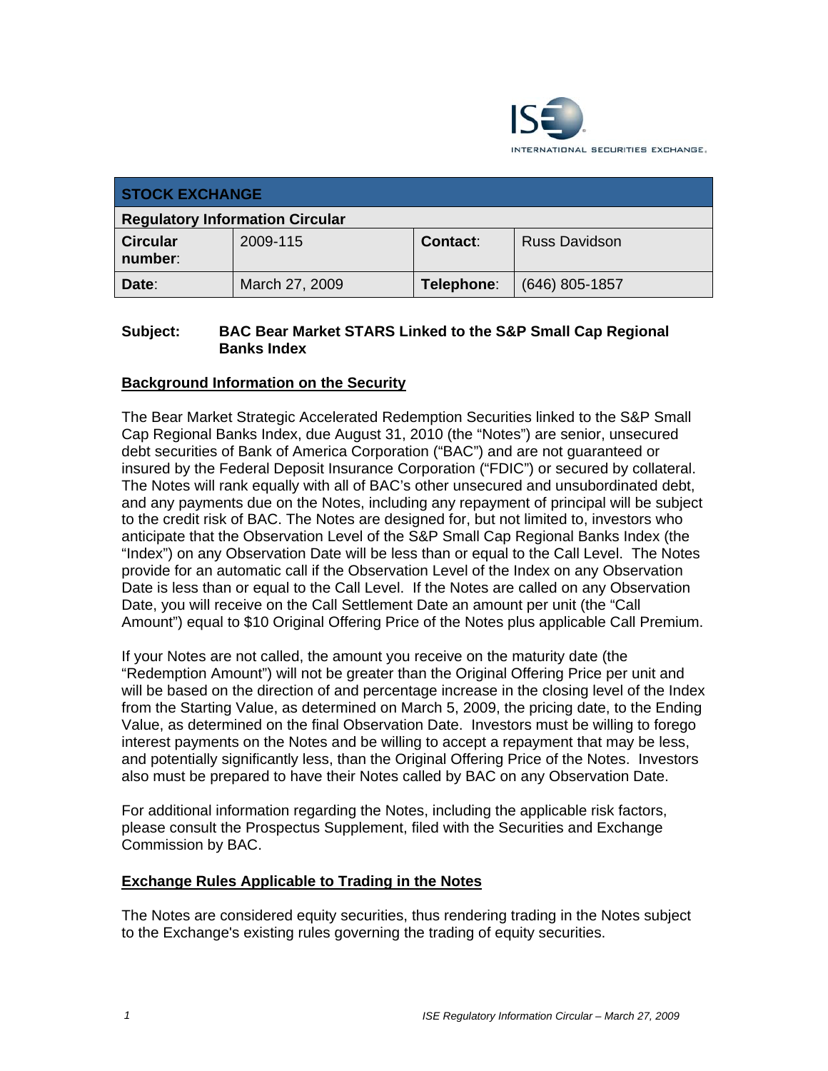INTERNATIONAL SECURITIES EXCHANGE.

| STOCK EXCHANGE | | | |
|---|---|---|---|
| Regulatory Information Circular | | | |
| **Circular number**: | 2009-115 | **Contact**: | Russ Davidson |
| **Date**: | March 27, 2009 | **Telephone**: | (646) 805-1857 |

**Subject: BAC Bear Market STARS Linked to the S&P Small Cap Regional Banks Index**

## Background Information on the Security

The Bear Market Strategic Accelerated Redemption Securities linked to the S&P Small Cap Regional Banks Index, due August 31, 2010 (the "Notes") are senior, unsecured debt securities of Bank of America Corporation ("BAC") and are not guaranteed or insured by the Federal Deposit Insurance Corporation ("FDIC") or secured by collateral. The Notes will rank equally with all of BAC's other unsecured and unsubordinated debt, and any payments due on the Notes, including any repayment of principal will be subject to the credit risk of BAC. The Notes are designed for, but not limited to, investors who anticipate that the Observation Level of the S&P Small Cap Regional Banks Index (the "Index") on any Observation Date will be less than or equal to the Call Level. The Notes provide for an automatic call if the Observation Level of the Index on any Observation Date is less than or equal to the Call Level. If the Notes are called on any Observation Date, you will receive on the Call Settlement Date an amount per unit (the "Call Amount") equal to $10 Original Offering Price of the Notes plus applicable Call Premium.

If your Notes are not called, the amount you receive on the maturity date (the "Redemption Amount") will not be greater than the Original Offering Price per unit and will be based on the direction of and percentage increase in the closing level of the Index from the Starting Value, as determined on March 5, 2009, the pricing date, to the Ending Value, as determined on the final Observation Date. Investors must be willing to forego interest payments on the Notes and be willing to accept a repayment that may be less, and potentially significantly less, than the Original Offering Price of the Notes. Investors also must be prepared to have their Notes called by BAC on any Observation Date.

For additional information regarding the Notes, including the applicable risk factors, please consult the Prospectus Supplement, filed with the Securities and Exchange Commission by BAC.

## Exchange Rules Applicable to Trading in the Notes

The Notes are considered equity securities, thus rendering trading in the Notes subject to the Exchange's existing rules governing the trading of equity securities.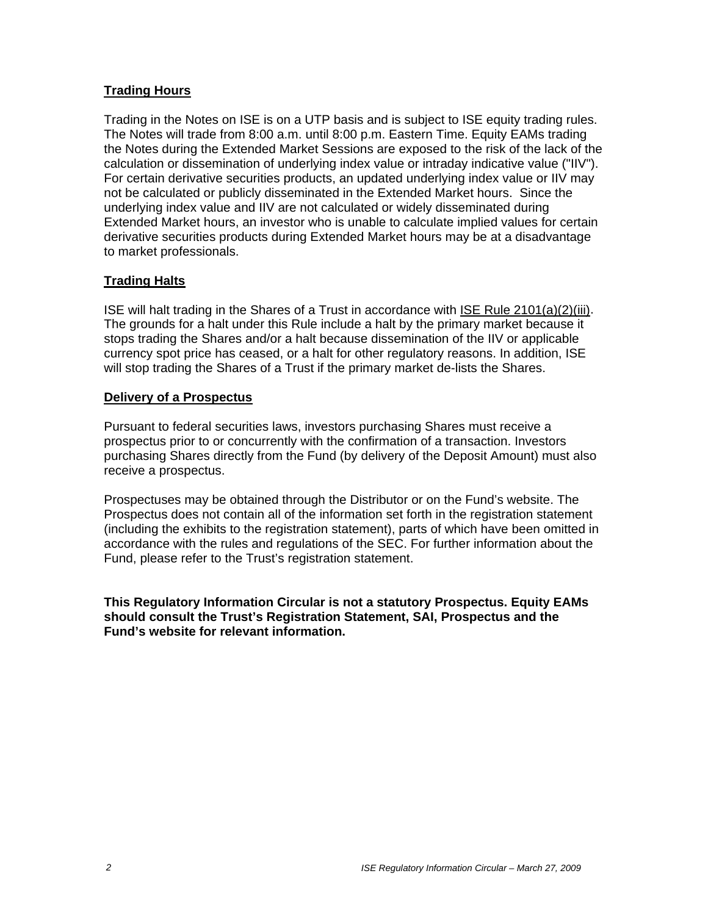## Trading Hours

Trading in the Notes on ISE is on a UTP basis and is subject to ISE equity trading rules. The Notes will trade from 8:00 a.m. until 8:00 p.m. Eastern Time. Equity EAMs trading the Notes during the Extended Market Sessions are exposed to the risk of the lack of the calculation or dissemination of underlying index value or intraday indicative value ("IIV"). For certain derivative securities products, an updated underlying index value or IIV may not be calculated or publicly disseminated in the Extended Market hours. Since the underlying index value and IIV are not calculated or widely disseminated during Extended Market hours, an investor who is unable to calculate implied values for certain derivative securities products during Extended Market hours may be at a disadvantage to market professionals.

## Trading Halts

ISE will halt trading in the Shares of a Trust in accordance with ISE Rule 2101(a)(2)(iii). The grounds for a halt under this Rule include a halt by the primary market because it stops trading the Shares and/or a halt because dissemination of the IIV or applicable currency spot price has ceased, or a halt for other regulatory reasons. In addition, ISE will stop trading the Shares of a Trust if the primary market de-lists the Shares.

## Delivery of a Prospectus

Pursuant to federal securities laws, investors purchasing Shares must receive a prospectus prior to or concurrently with the confirmation of a transaction. Investors purchasing Shares directly from the Fund (by delivery of the Deposit Amount) must also receive a prospectus.

Prospectuses may be obtained through the Distributor or on the Fund's website. The Prospectus does not contain all of the information set forth in the registration statement (including the exhibits to the registration statement), parts of which have been omitted in accordance with the rules and regulations of the SEC. For further information about the Fund, please refer to the Trust's registration statement.

**This Regulatory Information Circular is not a statutory Prospectus. Equity EAMs should consult the Trust's Registration Statement, SAI, Prospectus and the Fund's website for relevant information.**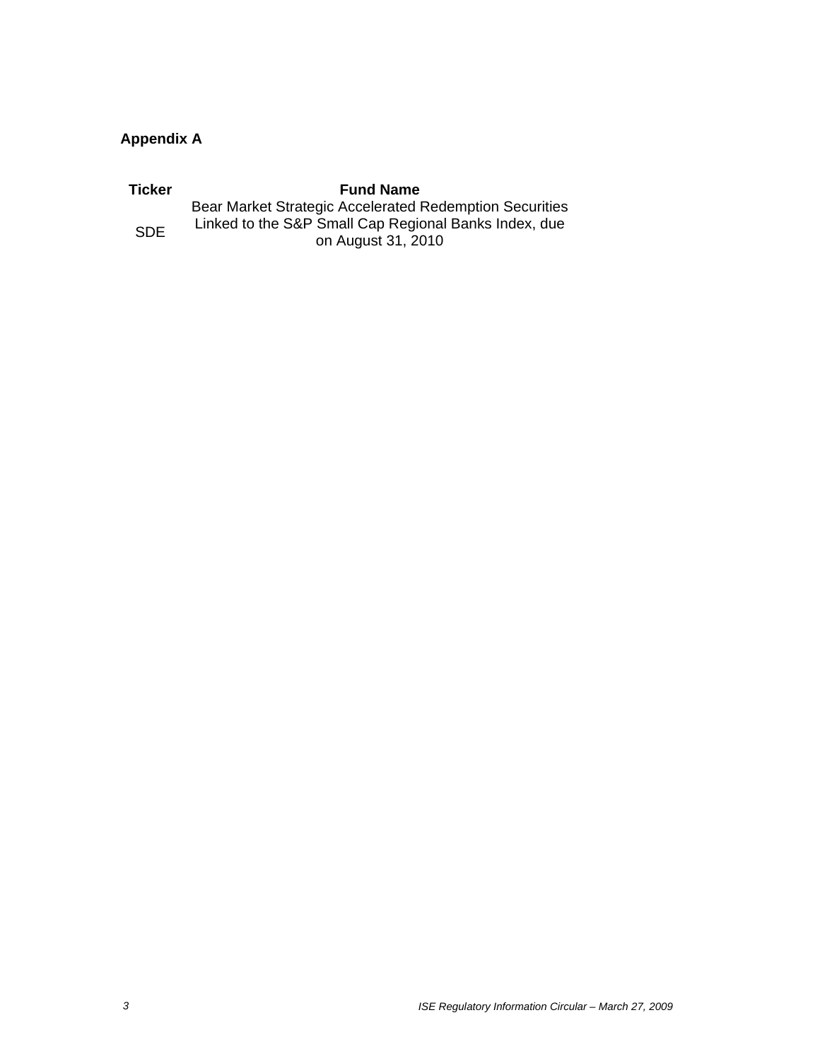**Appendix A**

| Ticker | Fund Name |
| --- | --- |
| SDE | Bear Market Strategic Accelerated Redemption Securities Linked to the S&P Small Cap Regional Banks Index, due on August 31, 2010 |